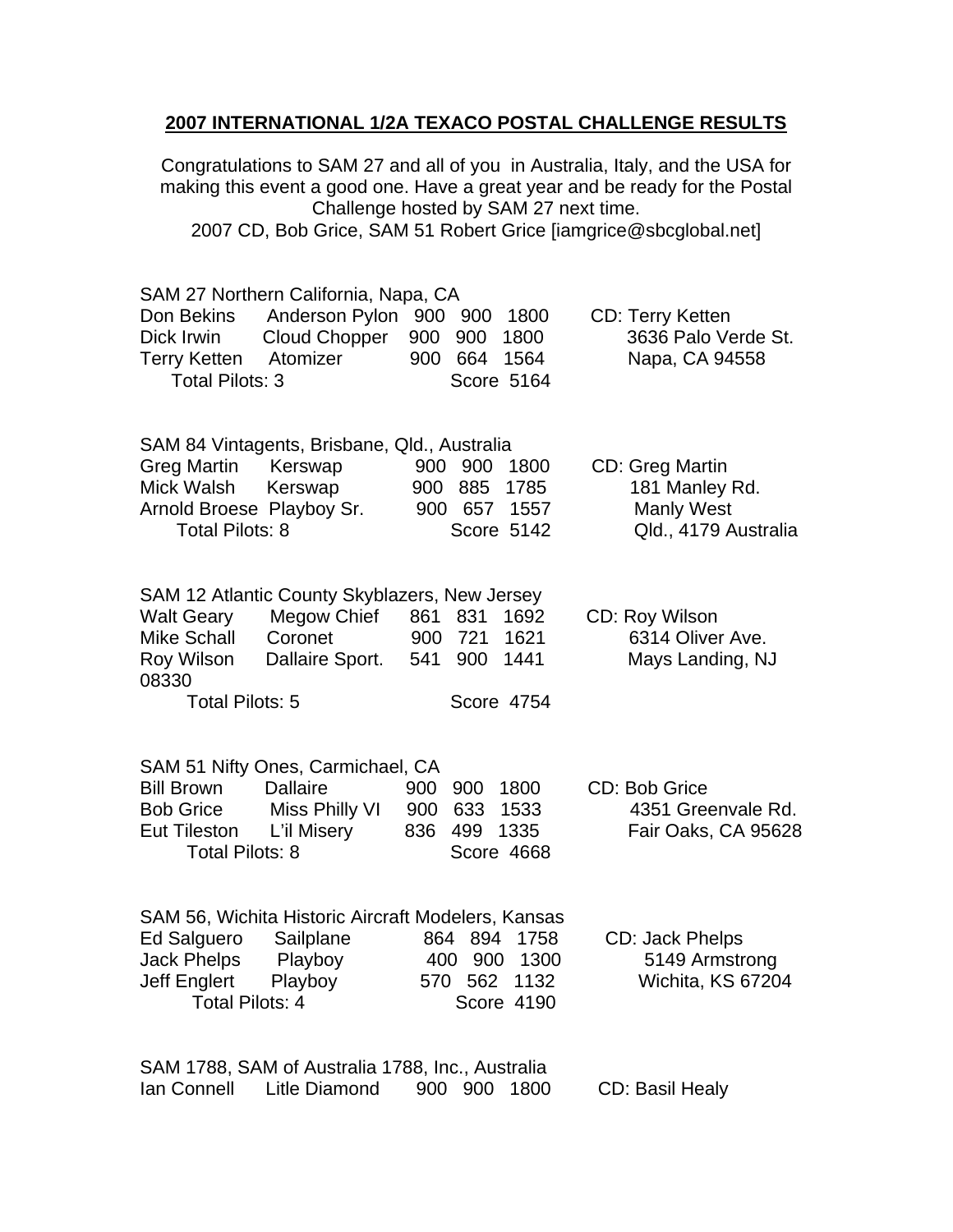## 2007 INTERNATIONAL 1/2A TEXACO POSTAL CHALLENGE RESULTS

Congratulations to SAM 27 and all of you in Australia, Italy, and the USA for making this event a good one. Have a great year and be ready for the Postal Challenge hosted by SAM 27 next time.
2007 CD, Bob Grice, SAM 51 Robert Grice [iamgrice@sbcglobal.net]

SAM 27 Northern California, Napa, CA

| Pilot | Model | | | | |
|---|---|---|---|---|---|
| Don Bekins | Anderson Pylon | 900 | 900 | 1800 | CD: Terry Ketten |
| Dick Irwin | Cloud Chopper | 900 | 900 | 1800 | 3636 Palo Verde St. |
| Terry Ketten | Atomizer | 900 | 664 | 1564 | Napa, CA 94558 |
| Total Pilots: 3 | | | | Score 5164 | |

SAM 84 Vintagents, Brisbane, Qld., Australia

| Pilot | Model | | | | |
|---|---|---|---|---|---|
| Greg Martin | Kerswap | 900 | 900 | 1800 | CD: Greg Martin |
| Mick Walsh | Kerswap | 900 | 885 | 1785 | 181 Manley Rd. |
| Arnold Broese | Playboy Sr. | 900 | 657 | 1557 | Manly West |
| Total Pilots: 8 | | | | Score 5142 | Qld., 4179 Australia |

SAM 12 Atlantic County Skyblazers, New Jersey

| Pilot | Model | | | | |
|---|---|---|---|---|---|
| Walt Geary | Megow Chief | 861 | 831 | 1692 | CD: Roy Wilson |
| Mike Schall | Coronet | 900 | 721 | 1621 | 6314 Oliver Ave. |
| Roy Wilson | Dallaire Sport. | 541 | 900 | 1441 | Mays Landing, NJ 08330 |
| Total Pilots: 5 | | | | Score 4754 | |

SAM 51 Nifty Ones, Carmichael, CA

| Pilot | Model | | | | |
|---|---|---|---|---|---|
| Bill Brown | Dallaire | 900 | 900 | 1800 | CD: Bob Grice |
| Bob Grice | Miss Philly VI | 900 | 633 | 1533 | 4351 Greenvale Rd. |
| Eut Tileston | L'il Misery | 836 | 499 | 1335 | Fair Oaks, CA 95628 |
| Total Pilots: 8 | | | | Score 4668 | |

SAM 56, Wichita Historic Aircraft Modelers, Kansas

| Pilot | Model | | | | |
|---|---|---|---|---|---|
| Ed Salguero | Sailplane | 864 | 894 | 1758 | CD: Jack Phelps |
| Jack Phelps | Playboy | 400 | 900 | 1300 | 5149 Armstrong |
| Jeff Englert | Playboy | 570 | 562 | 1132 | Wichita, KS 67204 |
| Total Pilots: 4 | | | | Score 4190 | |

SAM 1788, SAM of Australia 1788, Inc., Australia

| Pilot | Model | | | | |
|---|---|---|---|---|---|
| Ian Connell | Litle Diamond | 900 | 900 | 1800 | CD: Basil Healy |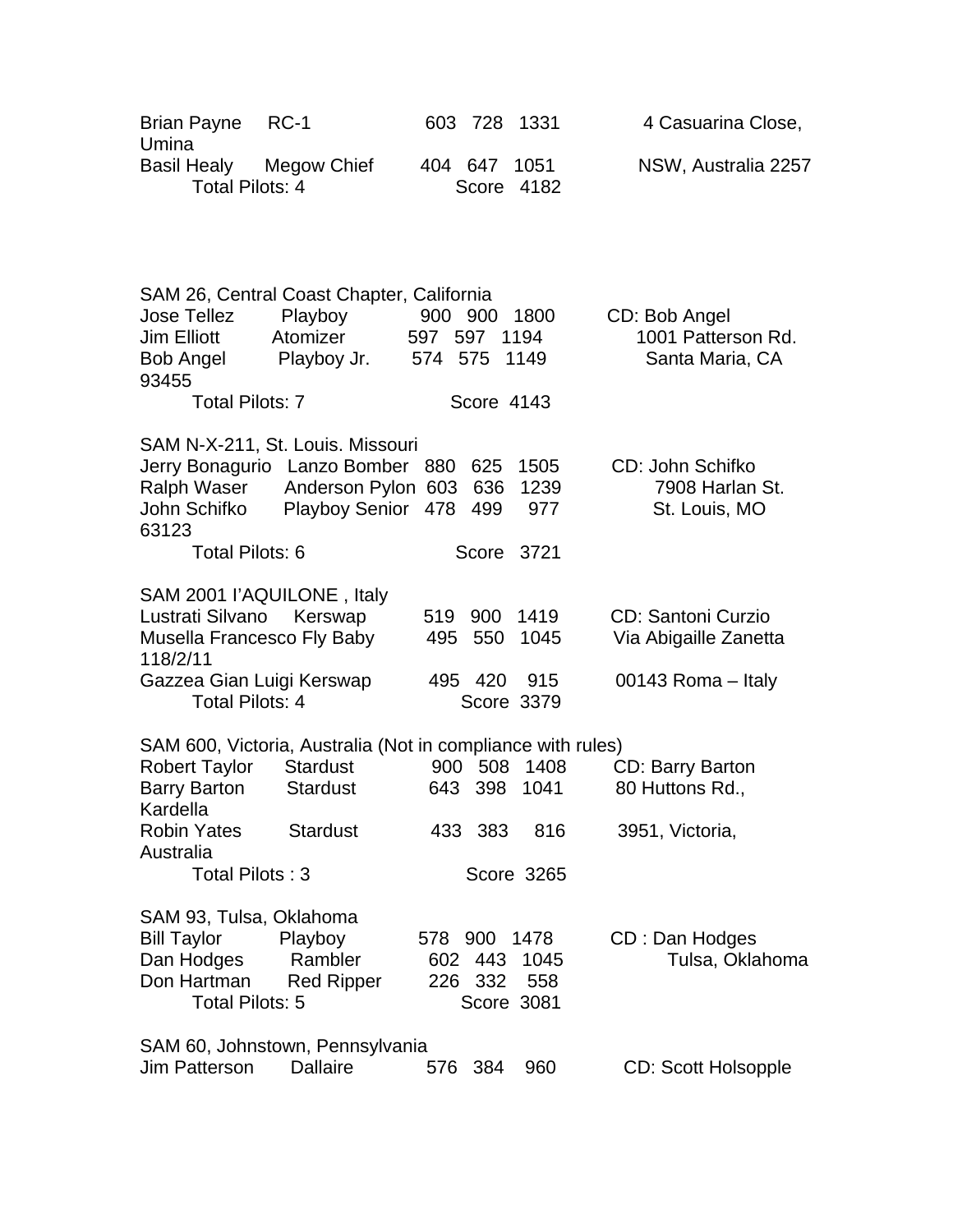Brian Payne RC-1 603 728 1331 4 Casuarina Close, Umina
Basil Healy Megow Chief 404 647 1051 NSW, Australia 2257
Total Pilots: 4 Score 4182

SAM 26, Central Coast Chapter, California

| Pilot | Model | | | Total | |
|---|---|---|---|---|---|
| Jose Tellez | Playboy | 900 | 900 | 1800 | CD: Bob Angel |
| Jim Elliott | Atomizer | 597 | 597 | 1194 | 1001 Patterson Rd. |
| Bob Angel | Playboy Jr. | 574 | 575 | 1149 | Santa Maria, CA 93455 |

Total Pilots: 7 Score 4143

SAM N-X-211, St. Louis. Missouri

| Pilot | Model | | | Total | |
|---|---|---|---|---|---|
| Jerry Bonagurio | Lanzo Bomber | 880 | 625 | 1505 | CD: John Schifko |
| Ralph Waser | Anderson Pylon | 603 | 636 | 1239 | 7908 Harlan St. |
| John Schifko | Playboy Senior | 478 | 499 | 977 | St. Louis, MO 63123 |

Total Pilots: 6 Score 3721

SAM 2001 I'AQUILONE , Italy

| Pilot | Model | | | Total | |
|---|---|---|---|---|---|
| Lustrati Silvano | Kerswap | 519 | 900 | 1419 | CD: Santoni Curzio |
| Musella Francesco | Fly Baby | 495 | 550 | 1045 | Via Abigaille Zanetta 118/2/11 |
| Gazzea Gian Luigi | Kerswap | 495 | 420 | 915 | 00143 Roma – Italy |

Total Pilots: 4 Score 3379

SAM 600, Victoria, Australia (Not in compliance with rules)

| Pilot | Model | | | Total | |
|---|---|---|---|---|---|
| Robert Taylor | Stardust | 900 | 508 | 1408 | CD: Barry Barton |
| Barry Barton | Stardust | 643 | 398 | 1041 | 80 Huttons Rd., Kardella |
| Robin Yates | Stardust | 433 | 383 | 816 | 3951, Victoria, Australia |

Total Pilots : 3 Score 3265

SAM 93, Tulsa, Oklahoma

| Pilot | Model | | | Total | |
|---|---|---|---|---|---|
| Bill Taylor | Playboy | 578 | 900 | 1478 | CD : Dan Hodges |
| Dan Hodges | Rambler | 602 | 443 | 1045 | Tulsa, Oklahoma |
| Don Hartman | Red Ripper | 226 | 332 | 558 | |

Total Pilots: 5 Score 3081

SAM 60, Johnstown, Pennsylvania

| Pilot | Model | | | Total | |
|---|---|---|---|---|---|
| Jim Patterson | Dallaire | 576 | 384 | 960 | CD: Scott Holsopple |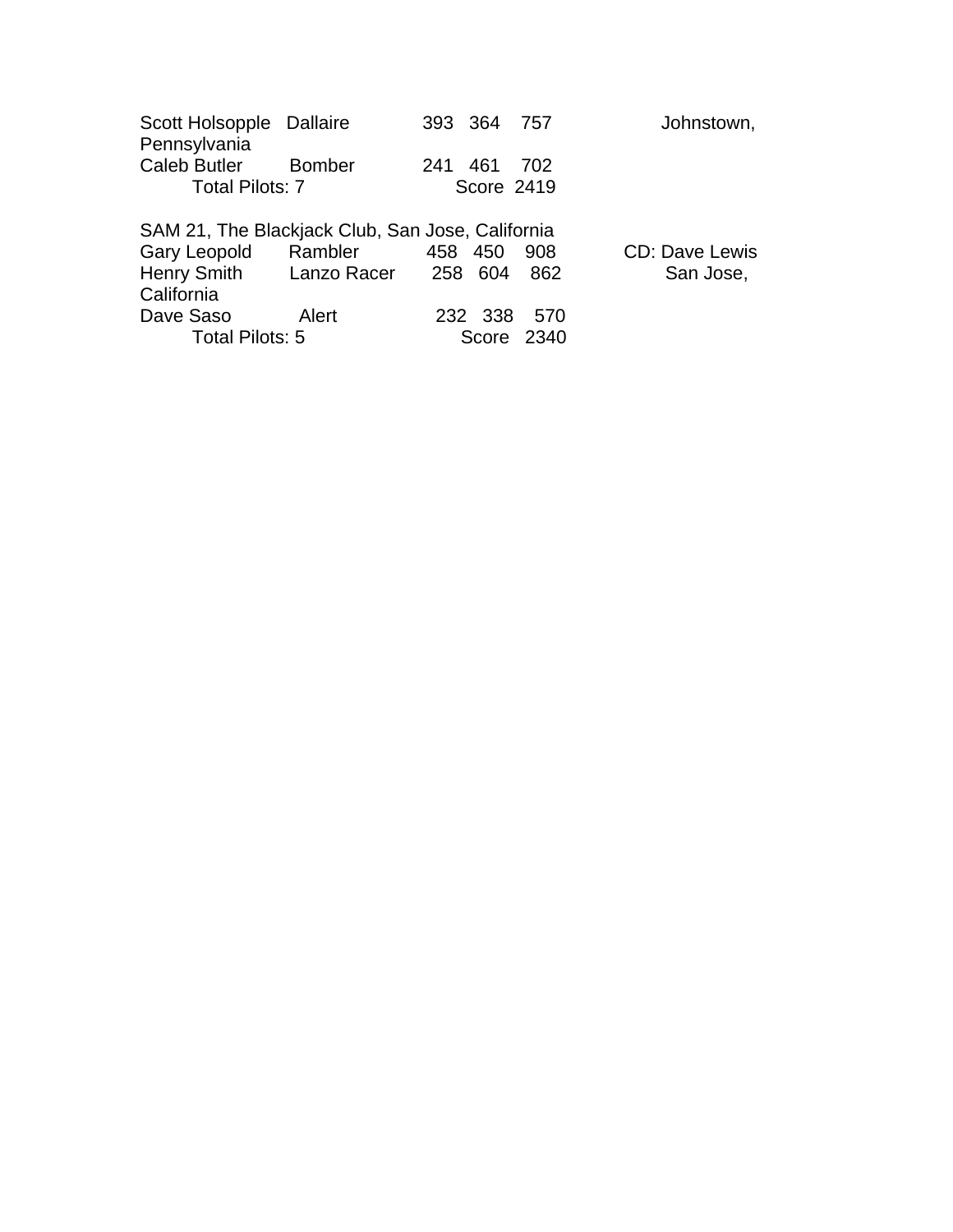Scott Holsopple   Dallaire   393   364   757   Johnstown, Pennsylvania
Caleb Butler   Bomber   241   461   702
Total Pilots: 7   Score 2419

SAM 21, The Blackjack Club, San Jose, California

Gary Leopold   Rambler   458   450   908   CD: Dave Lewis
Henry Smith   Lanzo Racer   258   604   862   San Jose, California
Dave Saso   Alert   232   338   570
Total Pilots: 5   Score 2340